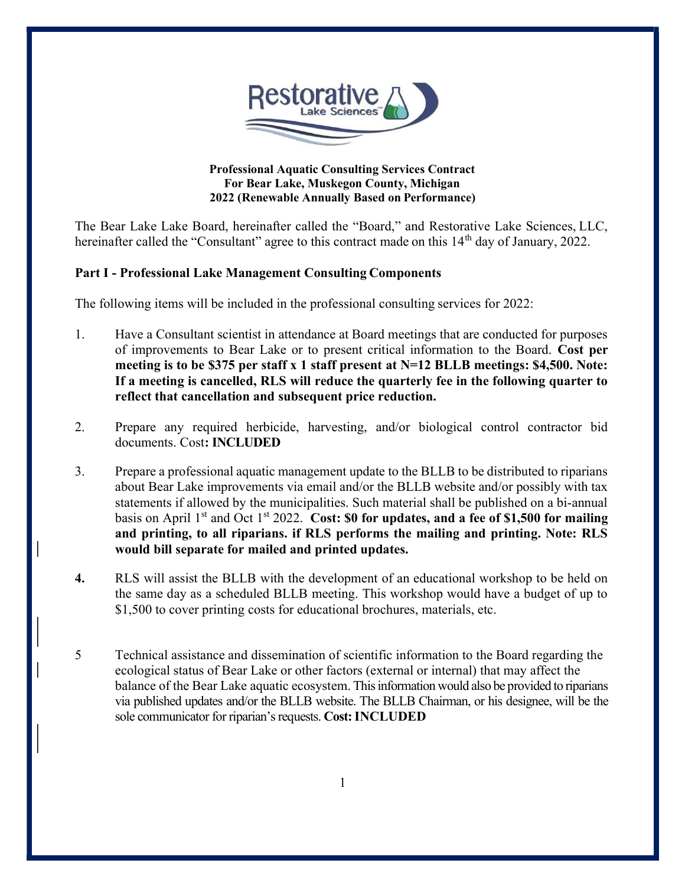**Professional Aquatic Consulting Services Contract**
**For Bear Lake, Muskegon County, Michigan**
**2022 (Renewable Annually Based on Performance)**

The Bear Lake Lake Board, hereinafter called the "Board," and Restorative Lake Sciences, LLC, hereinafter called the "Consultant" agree to this contract made on this 14th day of January, 2022.

## Part I - Professional Lake Management Consulting Components

The following items will be included in the professional consulting services for 2022:

1. Have a Consultant scientist in attendance at Board meetings that are conducted for purposes of improvements to Bear Lake or to present critical information to the Board. **Cost per meeting is to be $375 per staff x 1 staff present at N=12 BLLB meetings: $4,500. Note: If a meeting is cancelled, RLS will reduce the quarterly fee in the following quarter to reflect that cancellation and subsequent price reduction.**

2. Prepare any required herbicide, harvesting, and/or biological control contractor bid documents. Cost**: INCLUDED**

3. Prepare a professional aquatic management update to the BLLB to be distributed to riparians about Bear Lake improvements via email and/or the BLLB website and/or possibly with tax statements if allowed by the municipalities. Such material shall be published on a bi-annual basis on April 1st and Oct 1st 2022. **Cost: $0 for updates, and a fee of $1,500 for mailing and printing, to all riparians. if RLS performs the mailing and printing. Note: RLS would bill separate for mailed and printed updates.**

4. RLS will assist the BLLB with the development of an educational workshop to be held on the same day as a scheduled BLLB meeting. This workshop would have a budget of up to $1,500 to cover printing costs for educational brochures, materials, etc.

5. Technical assistance and dissemination of scientific information to the Board regarding the ecological status of Bear Lake or other factors (external or internal) that may affect the balance of the Bear Lake aquatic ecosystem. This information would also be provided to riparians via published updates and/or the BLLB website. The BLLB Chairman, or his designee, will be the sole communicator for riparian's requests. **Cost: INCLUDED**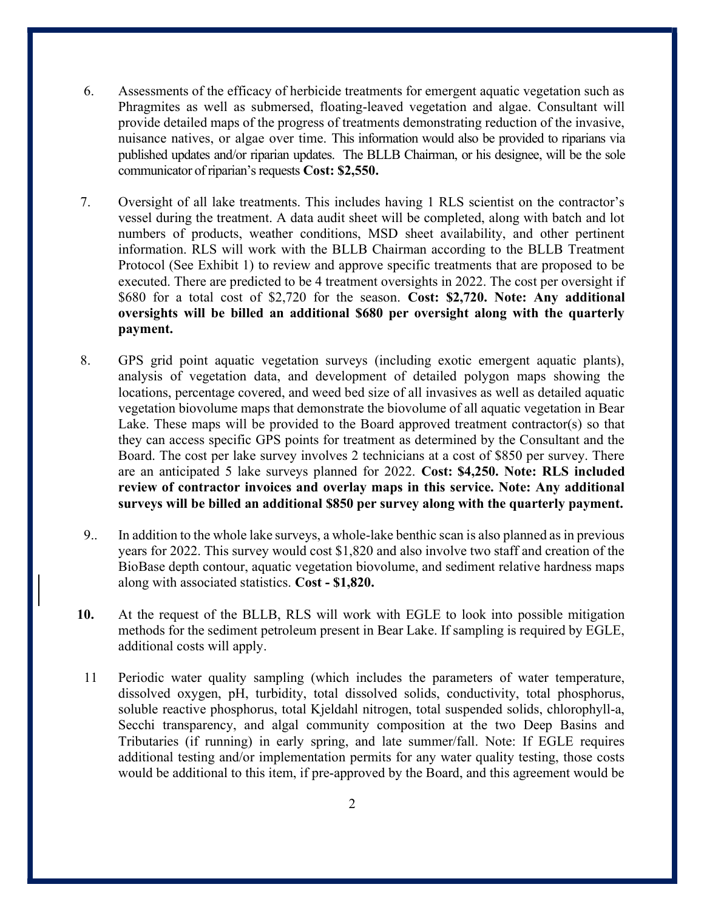6. Assessments of the efficacy of herbicide treatments for emergent aquatic vegetation such as Phragmites as well as submersed, floating-leaved vegetation and algae. Consultant will provide detailed maps of the progress of treatments demonstrating reduction of the invasive, nuisance natives, or algae over time. This information would also be provided to riparians via published updates and/or riparian updates. The BLLB Chairman, or his designee, will be the sole communicator of riparian's requests **Cost: $2,550.**

7. Oversight of all lake treatments. This includes having 1 RLS scientist on the contractor's vessel during the treatment. A data audit sheet will be completed, along with batch and lot numbers of products, weather conditions, MSD sheet availability, and other pertinent information. RLS will work with the BLLB Chairman according to the BLLB Treatment Protocol (See Exhibit 1) to review and approve specific treatments that are proposed to be executed. There are predicted to be 4 treatment oversights in 2022. The cost per oversight if $680 for a total cost of $2,720 for the season. **Cost: $2,720. Note: Any additional oversights will be billed an additional $680 per oversight along with the quarterly payment.**

8. GPS grid point aquatic vegetation surveys (including exotic emergent aquatic plants), analysis of vegetation data, and development of detailed polygon maps showing the locations, percentage covered, and weed bed size of all invasives as well as detailed aquatic vegetation biovolume maps that demonstrate the biovolume of all aquatic vegetation in Bear Lake. These maps will be provided to the Board approved treatment contractor(s) so that they can access specific GPS points for treatment as determined by the Consultant and the Board. The cost per lake survey involves 2 technicians at a cost of $850 per survey. There are an anticipated 5 lake surveys planned for 2022. **Cost: $4,250. Note: RLS included review of contractor invoices and overlay maps in this service. Note: Any additional surveys will be billed an additional $850 per survey along with the quarterly payment.**

9.. In addition to the whole lake surveys, a whole-lake benthic scan is also planned as in previous years for 2022. This survey would cost $1,820 and also involve two staff and creation of the BioBase depth contour, aquatic vegetation biovolume, and sediment relative hardness maps along with associated statistics. **Cost - $1,820.**

**10.** At the request of the BLLB, RLS will work with EGLE to look into possible mitigation methods for the sediment petroleum present in Bear Lake. If sampling is required by EGLE, additional costs will apply.

11 Periodic water quality sampling (which includes the parameters of water temperature, dissolved oxygen, pH, turbidity, total dissolved solids, conductivity, total phosphorus, soluble reactive phosphorus, total Kjeldahl nitrogen, total suspended solids, chlorophyll-a, Secchi transparency, and algal community composition at the two Deep Basins and Tributaries (if running) in early spring, and late summer/fall. Note: If EGLE requires additional testing and/or implementation permits for any water quality testing, those costs would be additional to this item, if pre-approved by the Board, and this agreement would be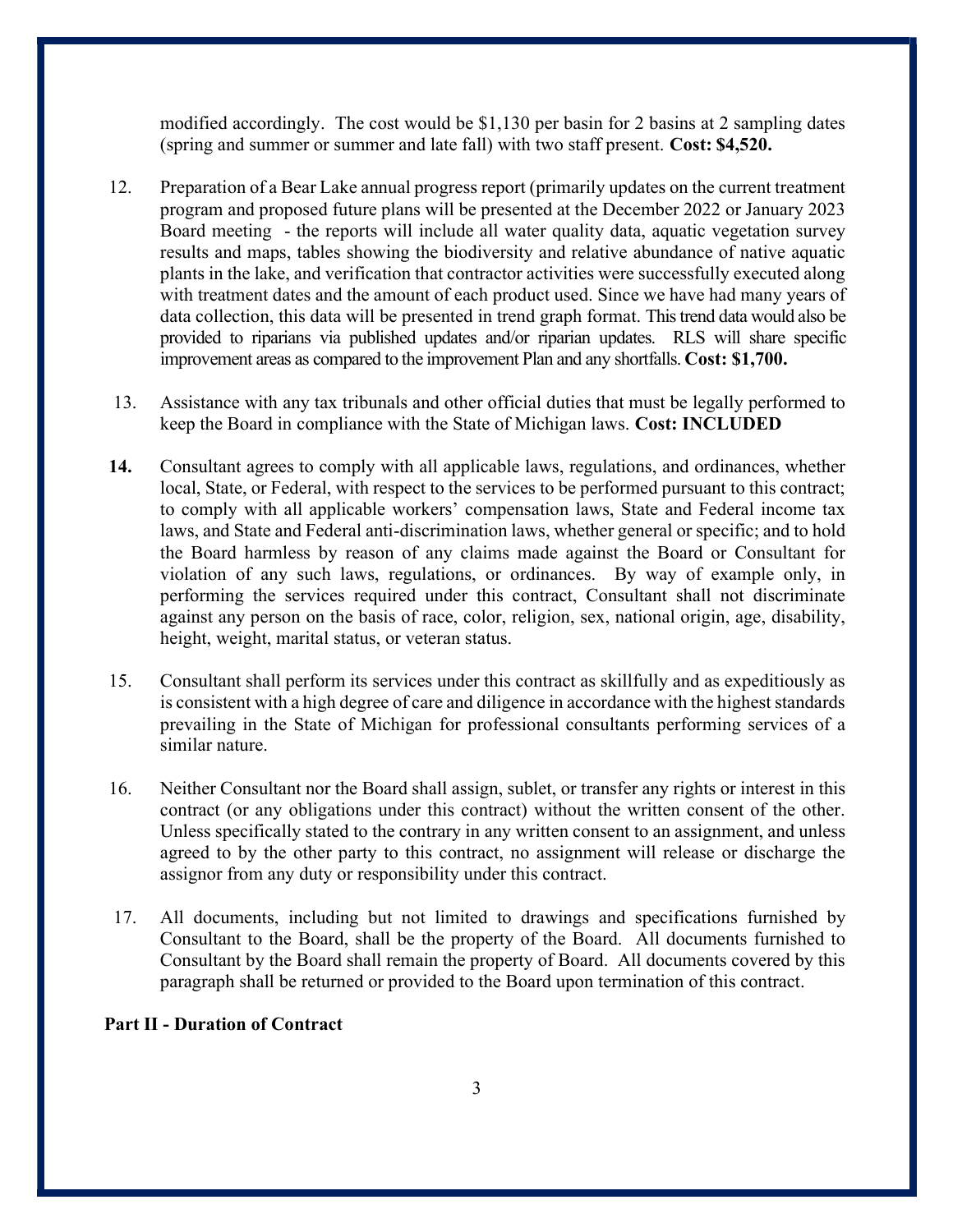modified accordingly. The cost would be $1,130 per basin for 2 basins at 2 sampling dates (spring and summer or summer and late fall) with two staff present. **Cost: $4,520.**

12. Preparation of a Bear Lake annual progress report (primarily updates on the current treatment program and proposed future plans will be presented at the December 2022 or January 2023 Board meeting - the reports will include all water quality data, aquatic vegetation survey results and maps, tables showing the biodiversity and relative abundance of native aquatic plants in the lake, and verification that contractor activities were successfully executed along with treatment dates and the amount of each product used. Since we have had many years of data collection, this data will be presented in trend graph format. This trend data would also be provided to riparians via published updates and/or riparian updates. RLS will share specific improvement areas as compared to the improvement Plan and any shortfalls. **Cost: $1,700.**

13. Assistance with any tax tribunals and other official duties that must be legally performed to keep the Board in compliance with the State of Michigan laws. **Cost: INCLUDED**

14. Consultant agrees to comply with all applicable laws, regulations, and ordinances, whether local, State, or Federal, with respect to the services to be performed pursuant to this contract; to comply with all applicable workers' compensation laws, State and Federal income tax laws, and State and Federal anti-discrimination laws, whether general or specific; and to hold the Board harmless by reason of any claims made against the Board or Consultant for violation of any such laws, regulations, or ordinances. By way of example only, in performing the services required under this contract, Consultant shall not discriminate against any person on the basis of race, color, religion, sex, national origin, age, disability, height, weight, marital status, or veteran status.

15. Consultant shall perform its services under this contract as skillfully and as expeditiously as is consistent with a high degree of care and diligence in accordance with the highest standards prevailing in the State of Michigan for professional consultants performing services of a similar nature.

16. Neither Consultant nor the Board shall assign, sublet, or transfer any rights or interest in this contract (or any obligations under this contract) without the written consent of the other. Unless specifically stated to the contrary in any written consent to an assignment, and unless agreed to by the other party to this contract, no assignment will release or discharge the assignor from any duty or responsibility under this contract.

17. All documents, including but not limited to drawings and specifications furnished by Consultant to the Board, shall be the property of the Board. All documents furnished to Consultant by the Board shall remain the property of Board. All documents covered by this paragraph shall be returned or provided to the Board upon termination of this contract.

**Part II - Duration of Contract**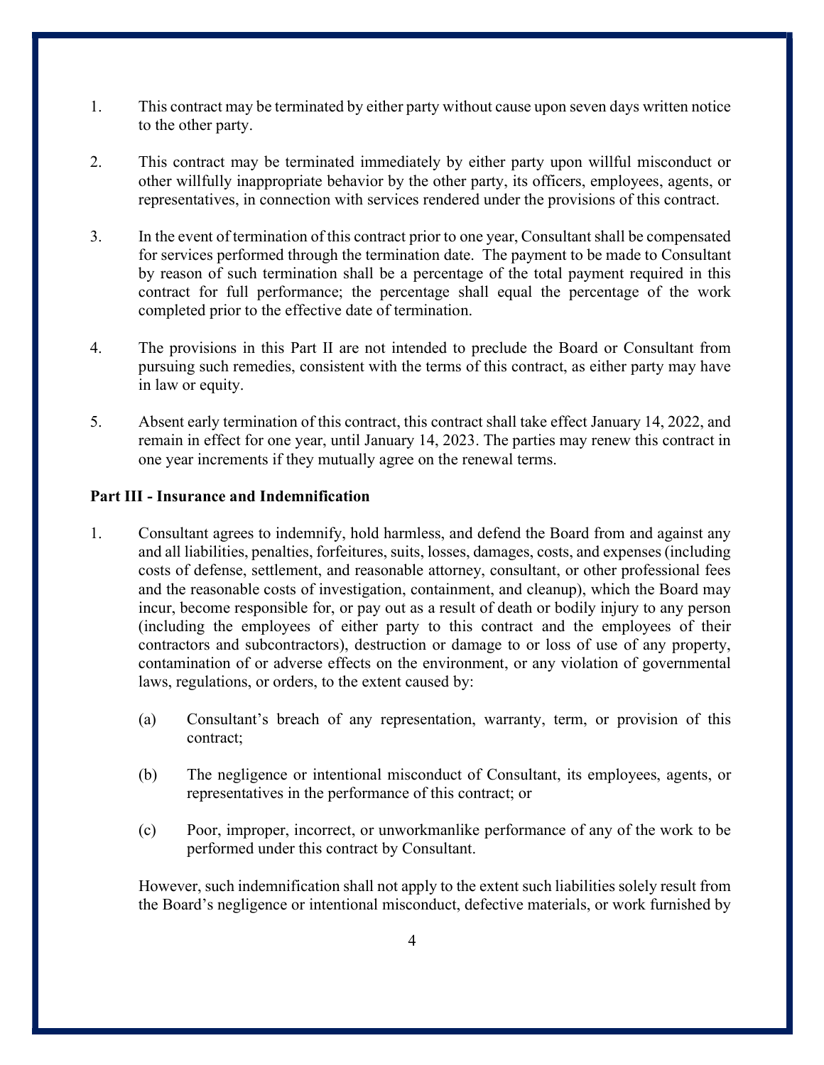1. This contract may be terminated by either party without cause upon seven days written notice to the other party.

2. This contract may be terminated immediately by either party upon willful misconduct or other willfully inappropriate behavior by the other party, its officers, employees, agents, or representatives, in connection with services rendered under the provisions of this contract.

3. In the event of termination of this contract prior to one year, Consultant shall be compensated for services performed through the termination date. The payment to be made to Consultant by reason of such termination shall be a percentage of the total payment required in this contract for full performance; the percentage shall equal the percentage of the work completed prior to the effective date of termination.

4. The provisions in this Part II are not intended to preclude the Board or Consultant from pursuing such remedies, consistent with the terms of this contract, as either party may have in law or equity.

5. Absent early termination of this contract, this contract shall take effect January 14, 2022, and remain in effect for one year, until January 14, 2023. The parties may renew this contract in one year increments if they mutually agree on the renewal terms.

**Part III - Insurance and Indemnification**

1. Consultant agrees to indemnify, hold harmless, and defend the Board from and against any and all liabilities, penalties, forfeitures, suits, losses, damages, costs, and expenses (including costs of defense, settlement, and reasonable attorney, consultant, or other professional fees and the reasonable costs of investigation, containment, and cleanup), which the Board may incur, become responsible for, or pay out as a result of death or bodily injury to any person (including the employees of either party to this contract and the employees of their contractors and subcontractors), destruction or damage to or loss of use of any property, contamination of or adverse effects on the environment, or any violation of governmental laws, regulations, or orders, to the extent caused by:

   (a) Consultant's breach of any representation, warranty, term, or provision of this contract;

   (b) The negligence or intentional misconduct of Consultant, its employees, agents, or representatives in the performance of this contract; or

   (c) Poor, improper, incorrect, or unworkmanlike performance of any of the work to be performed under this contract by Consultant.

   However, such indemnification shall not apply to the extent such liabilities solely result from the Board's negligence or intentional misconduct, defective materials, or work furnished by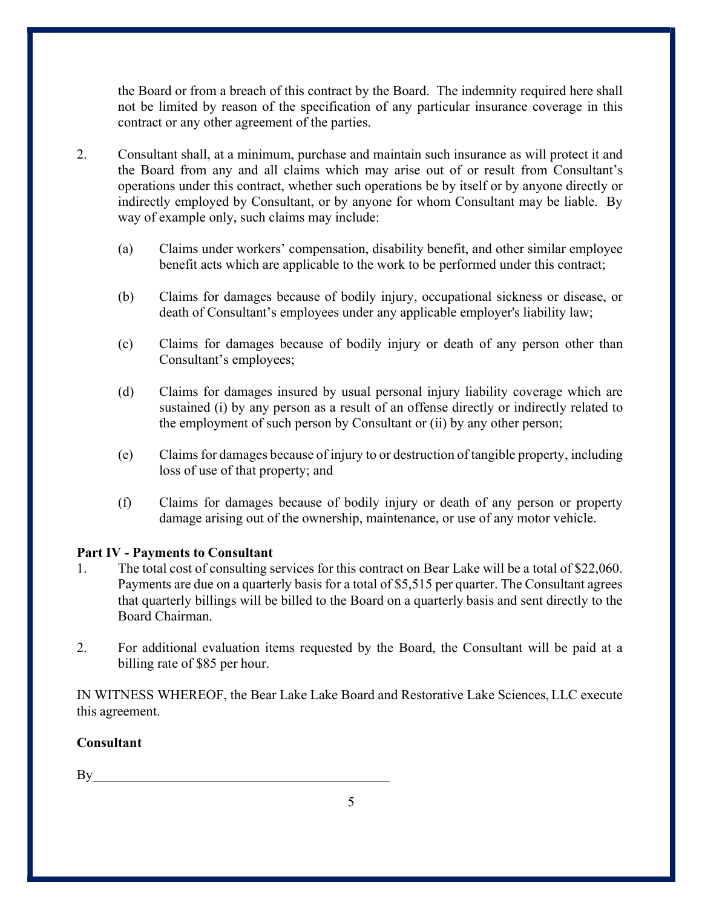the Board or from a breach of this contract by the Board. The indemnity required here shall not be limited by reason of the specification of any particular insurance coverage in this contract or any other agreement of the parties.

2. Consultant shall, at a minimum, purchase and maintain such insurance as will protect it and the Board from any and all claims which may arise out of or result from Consultant's operations under this contract, whether such operations be by itself or by anyone directly or indirectly employed by Consultant, or by anyone for whom Consultant may be liable. By way of example only, such claims may include:

   (a) Claims under workers' compensation, disability benefit, and other similar employee benefit acts which are applicable to the work to be performed under this contract;

   (b) Claims for damages because of bodily injury, occupational sickness or disease, or death of Consultant's employees under any applicable employer's liability law;

   (c) Claims for damages because of bodily injury or death of any person other than Consultant's employees;

   (d) Claims for damages insured by usual personal injury liability coverage which are sustained (i) by any person as a result of an offense directly or indirectly related to the employment of such person by Consultant or (ii) by any other person;

   (e) Claims for damages because of injury to or destruction of tangible property, including loss of use of that property; and

   (f) Claims for damages because of bodily injury or death of any person or property damage arising out of the ownership, maintenance, or use of any motor vehicle.

**Part IV - Payments to Consultant**

1. The total cost of consulting services for this contract on Bear Lake will be a total of $22,060. Payments are due on a quarterly basis for a total of $5,515 per quarter. The Consultant agrees that quarterly billings will be billed to the Board on a quarterly basis and sent directly to the Board Chairman.

2. For additional evaluation items requested by the Board, the Consultant will be paid at a billing rate of $85 per hour.

IN WITNESS WHEREOF, the Bear Lake Lake Board and Restorative Lake Sciences, LLC execute this agreement.

**Consultant**

By\_\_\_\_\_\_\_\_\_\_\_\_\_\_\_\_\_\_\_\_\_\_\_\_\_\_\_\_\_\_\_\_\_\_\_\_\_\_\_\_\_\_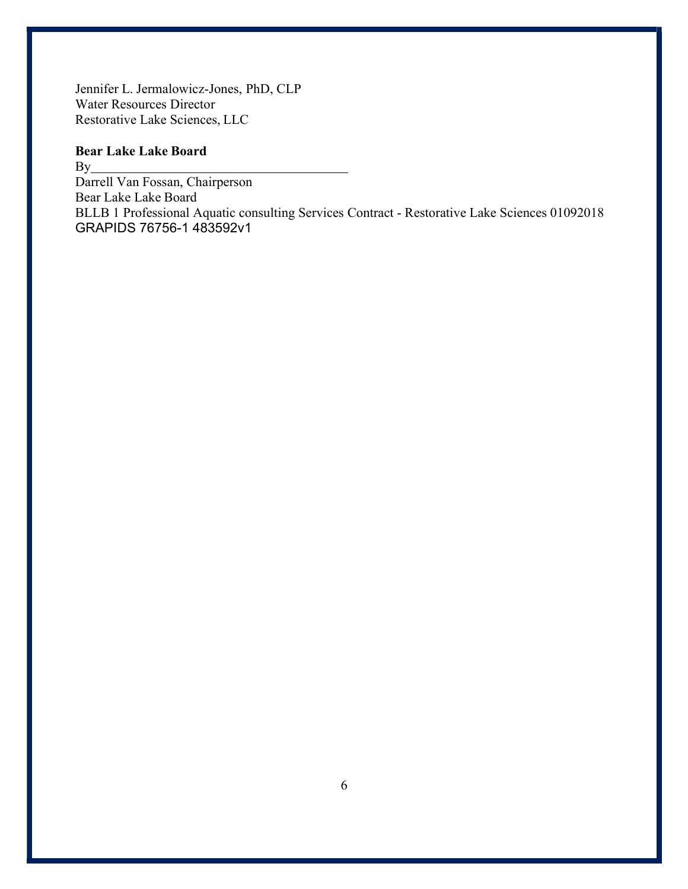Jennifer L. Jermalowicz-Jones, PhD, CLP
Water Resources Director
Restorative Lake Sciences, LLC

**Bear Lake Lake Board**

By\_\_\_\_\_\_\_\_\_\_\_\_\_\_\_\_\_\_\_\_\_\_\_\_\_\_\_\_\_\_\_\_\_\_\_\_\_\_\_

Darrell Van Fossan, Chairperson
Bear Lake Lake Board
BLLB 1 Professional Aquatic consulting Services Contract - Restorative Lake Sciences 01092018
GRAPIDS 76756-1 483592v1